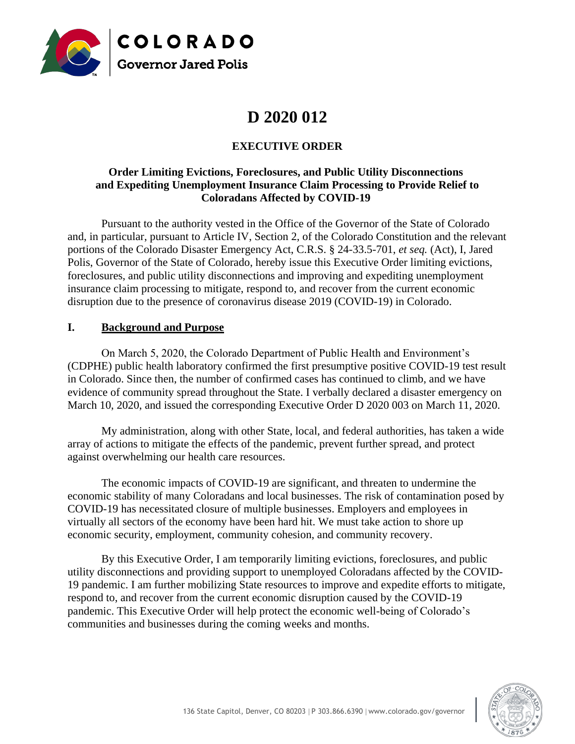COLORADO

Governor Jared Polis

# D 2020 012

## EXECUTIVE ORDER

### Order Limiting Evictions, Foreclosures, and Public Utility Disconnections and Expediting Unemployment Insurance Claim Processing to Provide Relief to Coloradans Affected by COVID-19

Pursuant to the authority vested in the Office of the Governor of the State of Colorado and, in particular, pursuant to Article IV, Section 2, of the Colorado Constitution and the relevant portions of the Colorado Disaster Emergency Act, C.R.S. § 24-33.5-701, *et seq.* (Act), I, Jared Polis, Governor of the State of Colorado, hereby issue this Executive Order limiting evictions, foreclosures, and public utility disconnections and improving and expediting unemployment insurance claim processing to mitigate, respond to, and recover from the current economic disruption due to the presence of coronavirus disease 2019 (COVID-19) in Colorado.

## I. Background and Purpose

On March 5, 2020, the Colorado Department of Public Health and Environment's (CDPHE) public health laboratory confirmed the first presumptive positive COVID-19 test result in Colorado. Since then, the number of confirmed cases has continued to climb, and we have evidence of community spread throughout the State. I verbally declared a disaster emergency on March 10, 2020, and issued the corresponding Executive Order D 2020 003 on March 11, 2020.

My administration, along with other State, local, and federal authorities, has taken a wide array of actions to mitigate the effects of the pandemic, prevent further spread, and protect against overwhelming our health care resources.

The economic impacts of COVID-19 are significant, and threaten to undermine the economic stability of many Coloradans and local businesses. The risk of contamination posed by COVID-19 has necessitated closure of multiple businesses. Employers and employees in virtually all sectors of the economy have been hard hit. We must take action to shore up economic security, employment, community cohesion, and community recovery.

By this Executive Order, I am temporarily limiting evictions, foreclosures, and public utility disconnections and providing support to unemployed Coloradans affected by the COVID-19 pandemic. I am further mobilizing State resources to improve and expedite efforts to mitigate, respond to, and recover from the current economic disruption caused by the COVID-19 pandemic. This Executive Order will help protect the economic well-being of Colorado's communities and businesses during the coming weeks and months.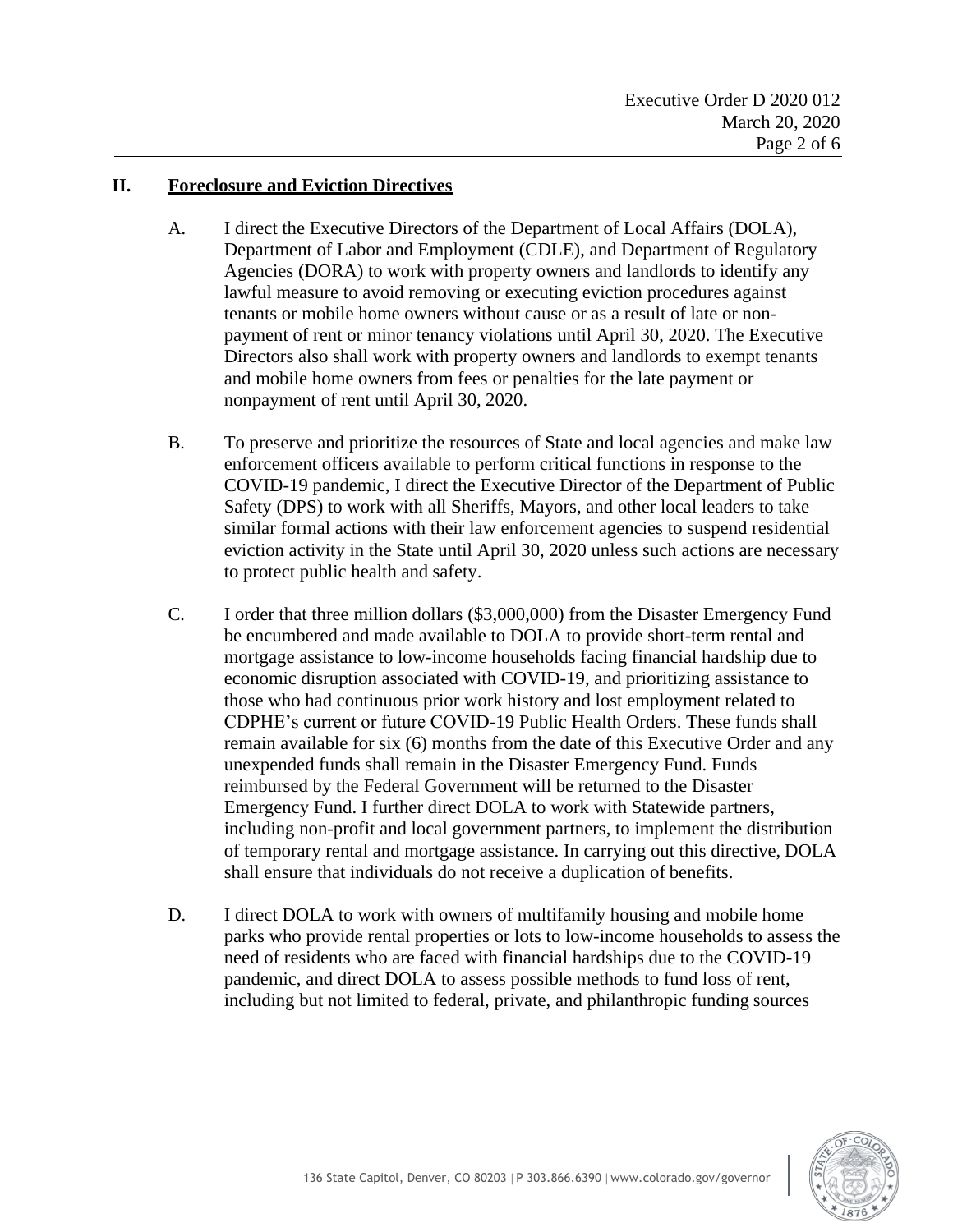## II. Foreclosure and Eviction Directives

A. I direct the Executive Directors of the Department of Local Affairs (DOLA), Department of Labor and Employment (CDLE), and Department of Regulatory Agencies (DORA) to work with property owners and landlords to identify any lawful measure to avoid removing or executing eviction procedures against tenants or mobile home owners without cause or as a result of late or non-payment of rent or minor tenancy violations until April 30, 2020. The Executive Directors also shall work with property owners and landlords to exempt tenants and mobile home owners from fees or penalties for the late payment or nonpayment of rent until April 30, 2020.

B. To preserve and prioritize the resources of State and local agencies and make law enforcement officers available to perform critical functions in response to the COVID-19 pandemic, I direct the Executive Director of the Department of Public Safety (DPS) to work with all Sheriffs, Mayors, and other local leaders to take similar formal actions with their law enforcement agencies to suspend residential eviction activity in the State until April 30, 2020 unless such actions are necessary to protect public health and safety.

C. I order that three million dollars ($3,000,000) from the Disaster Emergency Fund be encumbered and made available to DOLA to provide short-term rental and mortgage assistance to low-income households facing financial hardship due to economic disruption associated with COVID-19, and prioritizing assistance to those who had continuous prior work history and lost employment related to CDPHE's current or future COVID-19 Public Health Orders. These funds shall remain available for six (6) months from the date of this Executive Order and any unexpended funds shall remain in the Disaster Emergency Fund. Funds reimbursed by the Federal Government will be returned to the Disaster Emergency Fund. I further direct DOLA to work with Statewide partners, including non-profit and local government partners, to implement the distribution of temporary rental and mortgage assistance. In carrying out this directive, DOLA shall ensure that individuals do not receive a duplication of benefits.

D. I direct DOLA to work with owners of multifamily housing and mobile home parks who provide rental properties or lots to low-income households to assess the need of residents who are faced with financial hardships due to the COVID-19 pandemic, and direct DOLA to assess possible methods to fund loss of rent, including but not limited to federal, private, and philanthropic funding sources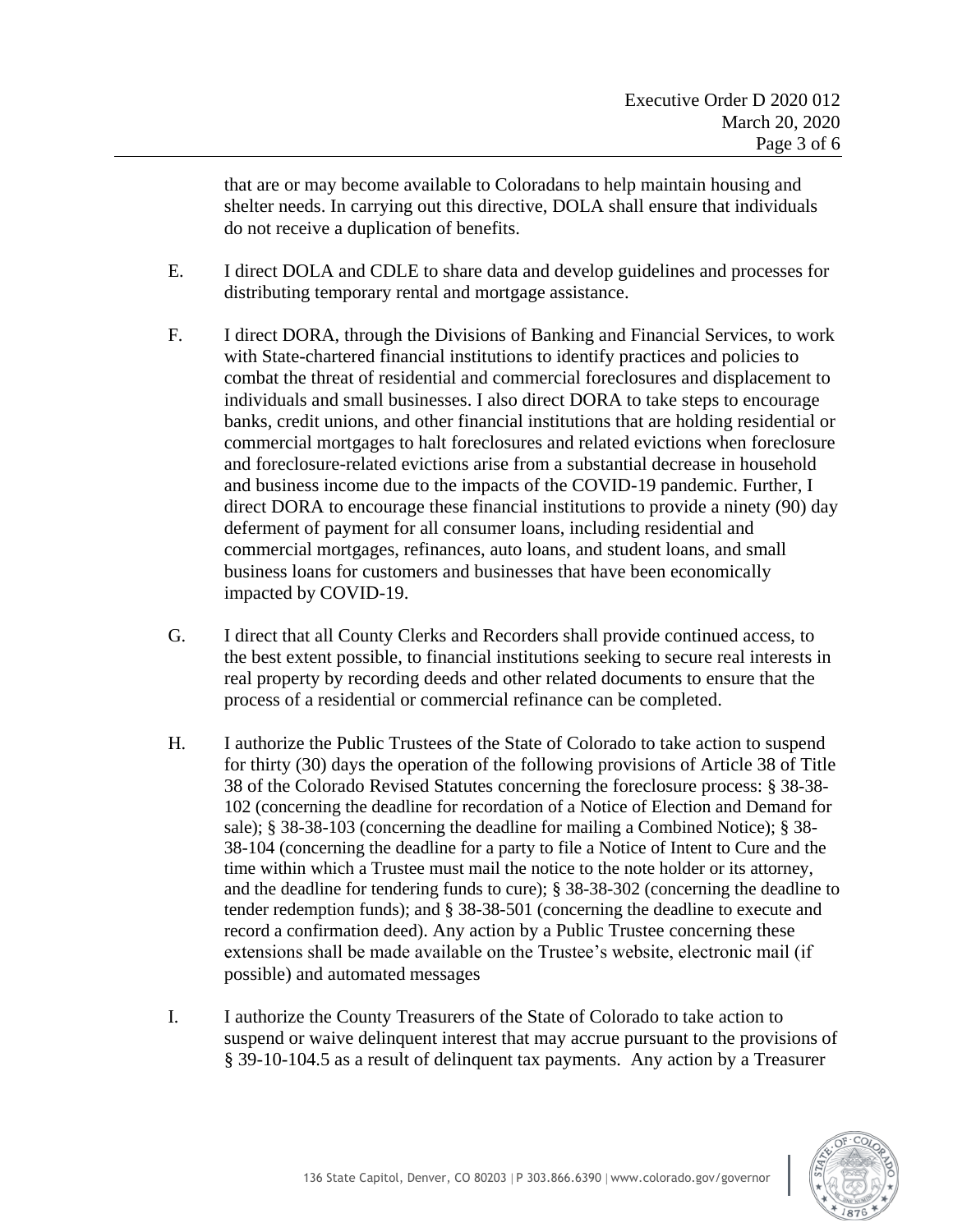that are or may become available to Coloradans to help maintain housing and shelter needs. In carrying out this directive, DOLA shall ensure that individuals do not receive a duplication of benefits.

E. I direct DOLA and CDLE to share data and develop guidelines and processes for distributing temporary rental and mortgage assistance.

F. I direct DORA, through the Divisions of Banking and Financial Services, to work with State-chartered financial institutions to identify practices and policies to combat the threat of residential and commercial foreclosures and displacement to individuals and small businesses. I also direct DORA to take steps to encourage banks, credit unions, and other financial institutions that are holding residential or commercial mortgages to halt foreclosures and related evictions when foreclosure and foreclosure-related evictions arise from a substantial decrease in household and business income due to the impacts of the COVID-19 pandemic. Further, I direct DORA to encourage these financial institutions to provide a ninety (90) day deferment of payment for all consumer loans, including residential and commercial mortgages, refinances, auto loans, and student loans, and small business loans for customers and businesses that have been economically impacted by COVID-19.

G. I direct that all County Clerks and Recorders shall provide continued access, to the best extent possible, to financial institutions seeking to secure real interests in real property by recording deeds and other related documents to ensure that the process of a residential or commercial refinance can be completed.

H. I authorize the Public Trustees of the State of Colorado to take action to suspend for thirty (30) days the operation of the following provisions of Article 38 of Title 38 of the Colorado Revised Statutes concerning the foreclosure process: § 38-38-102 (concerning the deadline for recordation of a Notice of Election and Demand for sale); § 38-38-103 (concerning the deadline for mailing a Combined Notice); § 38-38-104 (concerning the deadline for a party to file a Notice of Intent to Cure and the time within which a Trustee must mail the notice to the note holder or its attorney, and the deadline for tendering funds to cure); § 38-38-302 (concerning the deadline to tender redemption funds); and § 38-38-501 (concerning the deadline to execute and record a confirmation deed). Any action by a Public Trustee concerning these extensions shall be made available on the Trustee's website, electronic mail (if possible) and automated messages

I. I authorize the County Treasurers of the State of Colorado to take action to suspend or waive delinquent interest that may accrue pursuant to the provisions of § 39-10-104.5 as a result of delinquent tax payments. Any action by a Treasurer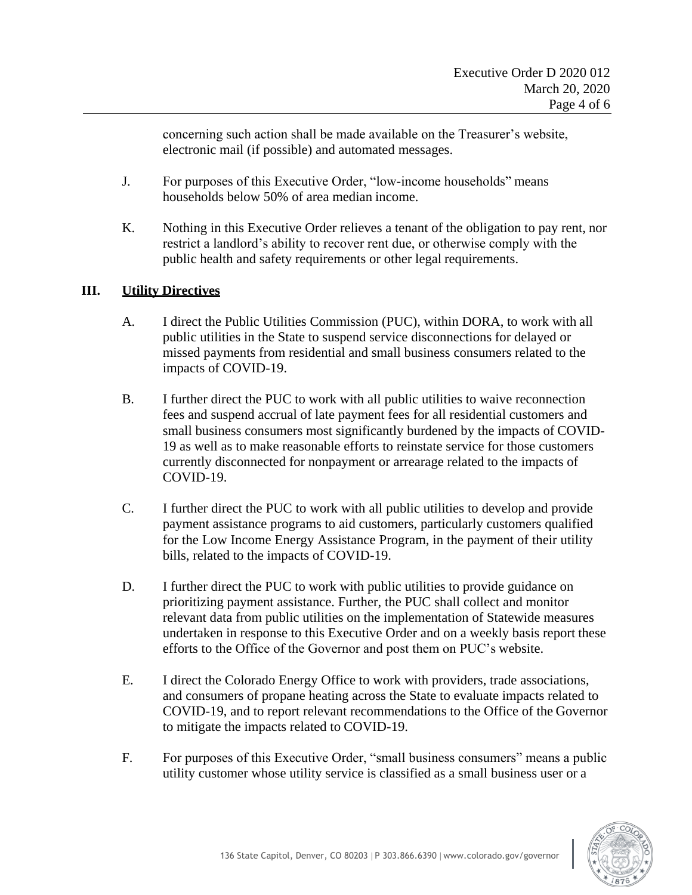concerning such action shall be made available on the Treasurer's website, electronic mail (if possible) and automated messages.

J. For purposes of this Executive Order, "low-income households" means households below 50% of area median income.

K. Nothing in this Executive Order relieves a tenant of the obligation to pay rent, nor restrict a landlord's ability to recover rent due, or otherwise comply with the public health and safety requirements or other legal requirements.

## III. Utility Directives

A. I direct the Public Utilities Commission (PUC), within DORA, to work with all public utilities in the State to suspend service disconnections for delayed or missed payments from residential and small business consumers related to the impacts of COVID-19.

B. I further direct the PUC to work with all public utilities to waive reconnection fees and suspend accrual of late payment fees for all residential customers and small business consumers most significantly burdened by the impacts of COVID-19 as well as to make reasonable efforts to reinstate service for those customers currently disconnected for nonpayment or arrearage related to the impacts of COVID-19.

C. I further direct the PUC to work with all public utilities to develop and provide payment assistance programs to aid customers, particularly customers qualified for the Low Income Energy Assistance Program, in the payment of their utility bills, related to the impacts of COVID-19.

D. I further direct the PUC to work with public utilities to provide guidance on prioritizing payment assistance. Further, the PUC shall collect and monitor relevant data from public utilities on the implementation of Statewide measures undertaken in response to this Executive Order and on a weekly basis report these efforts to the Office of the Governor and post them on PUC's website.

E. I direct the Colorado Energy Office to work with providers, trade associations, and consumers of propane heating across the State to evaluate impacts related to COVID-19, and to report relevant recommendations to the Office of the Governor to mitigate the impacts related to COVID-19.

F. For purposes of this Executive Order, "small business consumers" means a public utility customer whose utility service is classified as a small business user or a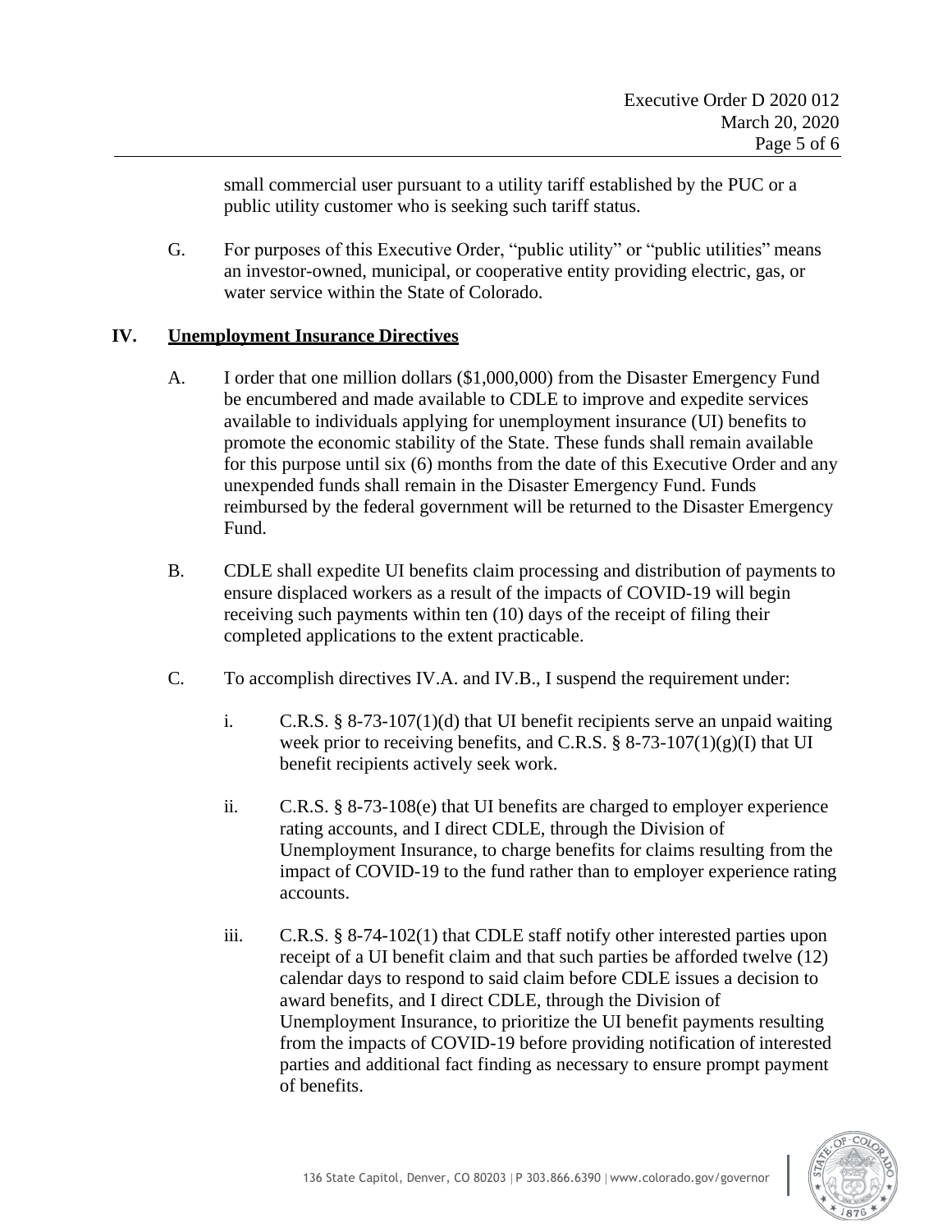small commercial user pursuant to a utility tariff established by the PUC or a public utility customer who is seeking such tariff status.

G. For purposes of this Executive Order, "public utility" or "public utilities" means an investor-owned, municipal, or cooperative entity providing electric, gas, or water service within the State of Colorado.

## IV. <u>Unemployment Insurance Directives</u>

A. I order that one million dollars ($1,000,000) from the Disaster Emergency Fund be encumbered and made available to CDLE to improve and expedite services available to individuals applying for unemployment insurance (UI) benefits to promote the economic stability of the State. These funds shall remain available for this purpose until six (6) months from the date of this Executive Order and any unexpended funds shall remain in the Disaster Emergency Fund. Funds reimbursed by the federal government will be returned to the Disaster Emergency Fund.

B. CDLE shall expedite UI benefits claim processing and distribution of payments to ensure displaced workers as a result of the impacts of COVID-19 will begin receiving such payments within ten (10) days of the receipt of filing their completed applications to the extent practicable.

C. To accomplish directives IV.A. and IV.B., I suspend the requirement under:

i. C.R.S. § 8-73-107(1)(d) that UI benefit recipients serve an unpaid waiting week prior to receiving benefits, and C.R.S. § 8-73-107(1)(g)(I) that UI benefit recipients actively seek work.

ii. C.R.S. § 8-73-108(e) that UI benefits are charged to employer experience rating accounts, and I direct CDLE, through the Division of Unemployment Insurance, to charge benefits for claims resulting from the impact of COVID-19 to the fund rather than to employer experience rating accounts.

iii. C.R.S. § 8-74-102(1) that CDLE staff notify other interested parties upon receipt of a UI benefit claim and that such parties be afforded twelve (12) calendar days to respond to said claim before CDLE issues a decision to award benefits, and I direct CDLE, through the Division of Unemployment Insurance, to prioritize the UI benefit payments resulting from the impacts of COVID-19 before providing notification of interested parties and additional fact finding as necessary to ensure prompt payment of benefits.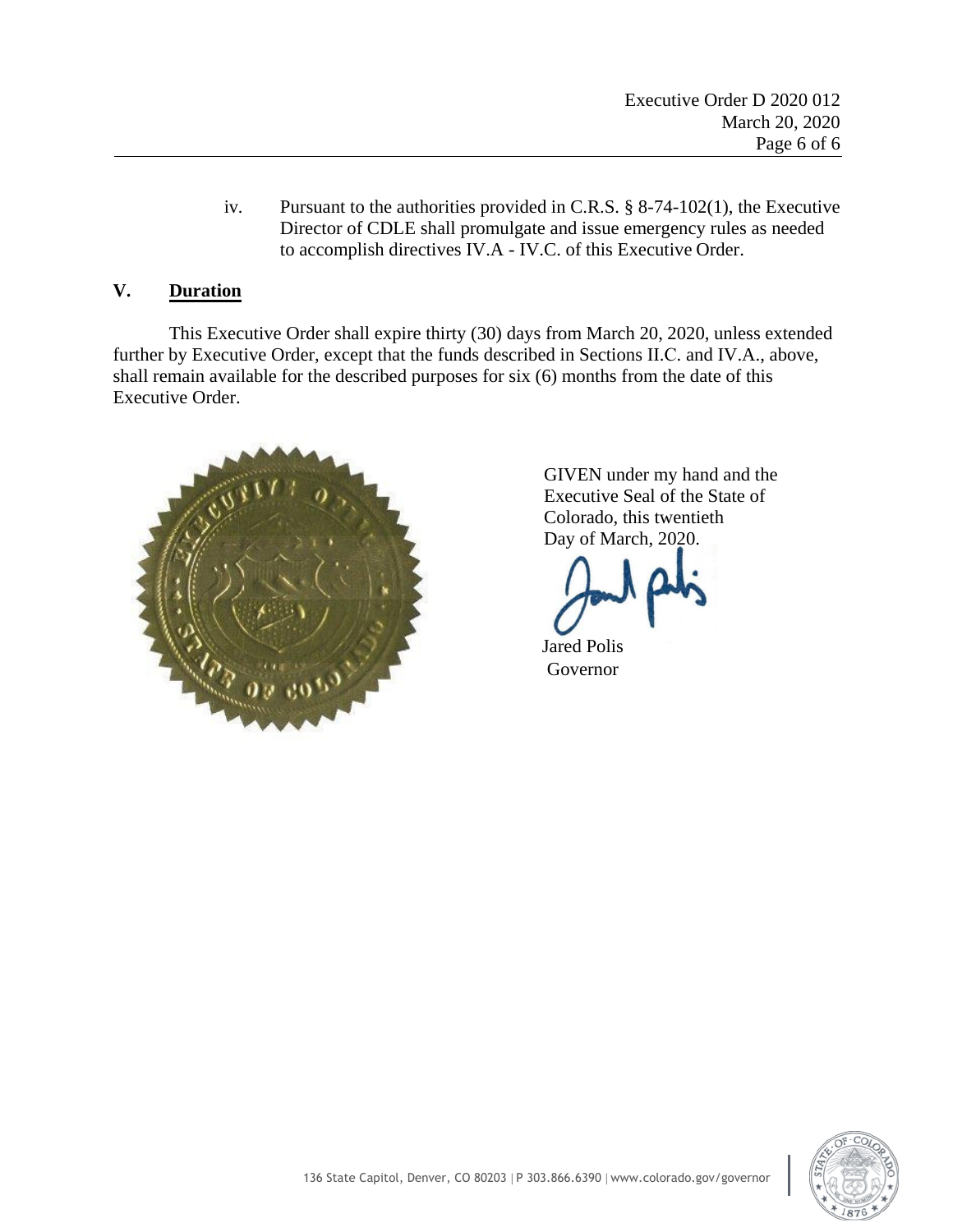iv. Pursuant to the authorities provided in C.R.S. § 8-74-102(1), the Executive Director of CDLE shall promulgate and issue emergency rules as needed to accomplish directives IV.A - IV.C. of this Executive Order.

## V. Duration

This Executive Order shall expire thirty (30) days from March 20, 2020, unless extended further by Executive Order, except that the funds described in Sections II.C. and IV.A., above, shall remain available for the described purposes for six (6) months from the date of this Executive Order.

GIVEN under my hand and the Executive Seal of the State of Colorado, this twentieth Day of March, 2020.

Jared Polis
Governor